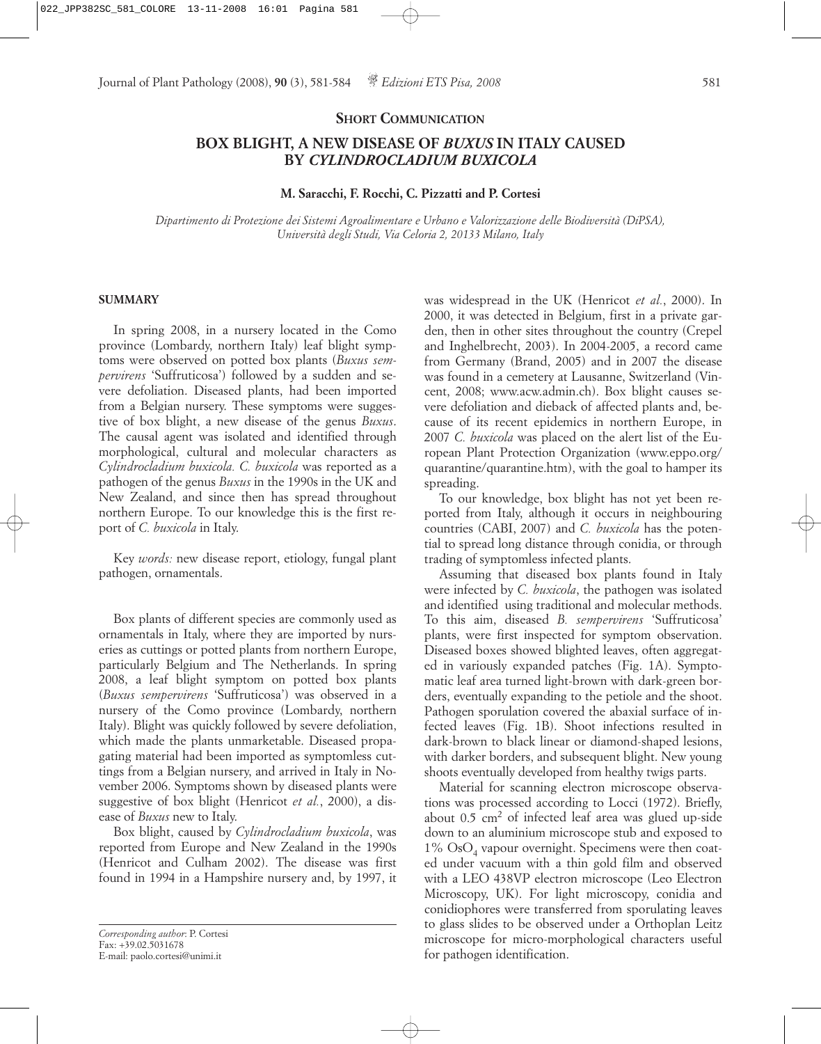**SHORT COMMUNICATION**

# BOX BLIGHT, A NEW DISEASE OF *BUXUS* IN ITALY CAUSED BY *CYLINDROCLADIUM BUXICOLA*

**M. Saracchi, F. Rocchi, C. Pizzatti and P. Cortesi**

*Dipartimento di Protezione dei Sistemi Agroalimentare e Urbano e Valorizzazione delle Biodiversità (DiPSA), Università degli Studi, Via Celoria 2, 20133 Milano, Italy*

## SUMMARY

In spring 2008, in a nursery located in the Como province (Lombardy, northern Italy) leaf blight symptoms were observed on potted box plants (*Buxus sempervirens* 'Suffruticosa') followed by a sudden and severe defoliation. Diseased plants, had been imported from a Belgian nursery. These symptoms were suggestive of box blight, a new disease of the genus *Buxus*. The causal agent was isolated and identified through morphological, cultural and molecular characters as *Cylindrocladium buxicola. C. buxicola* was reported as a pathogen of the genus *Buxus* in the 1990s in the UK and New Zealand, and since then has spread throughout northern Europe. To our knowledge this is the first report of *C. buxicola* in Italy.

Key *words:* new disease report, etiology, fungal plant pathogen, ornamentals.

Box plants of different species are commonly used as ornamentals in Italy, where they are imported by nurseries as cuttings or potted plants from northern Europe, particularly Belgium and The Netherlands. In spring 2008, a leaf blight symptom on potted box plants (*Buxus sempervirens* 'Suffruticosa') was observed in a nursery of the Como province (Lombardy, northern Italy). Blight was quickly followed by severe defoliation, which made the plants unmarketable. Diseased propagating material had been imported as symptomless cuttings from a Belgian nursery, and arrived in Italy in November 2006. Symptoms shown by diseased plants were suggestive of box blight (Henricot *et al.*, 2000), a disease of *Buxus* new to Italy.

Box blight, caused by *Cylindrocladium buxicola*, was reported from Europe and New Zealand in the 1990s (Henricot and Culham 2002). The disease was first found in 1994 in a Hampshire nursery and, by 1997, it was widespread in the UK (Henricot *et al.*, 2000). In 2000, it was detected in Belgium, first in a private garden, then in other sites throughout the country (Crepel and Inghelbrecht, 2003). In 2004-2005, a record came from Germany (Brand, 2005) and in 2007 the disease was found in a cemetery at Lausanne, Switzerland (Vincent, 2008; www.acw.admin.ch). Box blight causes severe defoliation and dieback of affected plants and, because of its recent epidemics in northern Europe, in 2007 *C. buxicola* was placed on the alert list of the European Plant Protection Organization (www.eppo.org/quarantine/quarantine.htm), with the goal to hamper its spreading.

To our knowledge, box blight has not yet been reported from Italy, although it occurs in neighbouring countries (CABI, 2007) and *C. buxicola* has the potential to spread long distance through conidia, or through trading of symptomless infected plants.

Assuming that diseased box plants found in Italy were infected by *C. buxicola*, the pathogen was isolated and identified using traditional and molecular methods. To this aim, diseased *B. sempervirens* 'Suffruticosa' plants, were first inspected for symptom observation. Diseased boxes showed blighted leaves, often aggregated in variously expanded patches (Fig. 1A). Symptomatic leaf area turned light-brown with dark-green borders, eventually expanding to the petiole and the shoot. Pathogen sporulation covered the abaxial surface of infected leaves (Fig. 1B). Shoot infections resulted in dark-brown to black linear or diamond-shaped lesions, with darker borders, and subsequent blight. New young shoots eventually developed from healthy twigs parts.

Material for scanning electron microscope observations was processed according to Locci (1972). Briefly, about 0.5 $cm^2$ of infected leaf area was glued up-side down to an aluminium microscope stub and exposed to 1% $OsO_4$ vapour overnight. Specimens were then coated under vacuum with a thin gold film and observed with a LEO 438VP electron microscope (Leo Electron Microscopy, UK). For light microscopy, conidia and conidiophores were transferred from sporulating leaves to glass slides to be observed under a Orthoplan Leitz microscope for micro-morphological characters useful for pathogen identification.

*Corresponding author*: P. Cortesi
Fax: +39.02.5031678
E-mail: paolo.cortesi@unimi.it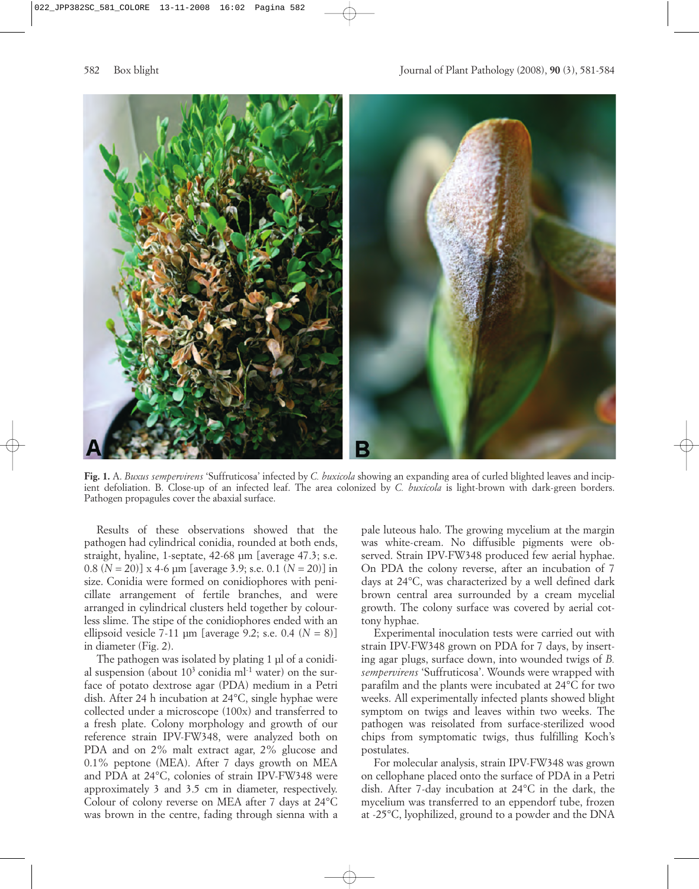**Fig. 1.** A. *Buxus sempervirens* 'Suffruticosa' infected by *C. buxicola* showing an expanding area of curled blighted leaves and incipient defoliation. B. Close-up of an infected leaf. The area colonized by *C. buxicola* is light-brown with dark-green borders. Pathogen propagules cover the abaxial surface.

Results of these observations showed that the pathogen had cylindrical conidia, rounded at both ends, straight, hyaline, 1-septate, 42-68 µm [average 47.3; s.e. 0.8 ($N = 20$)] x 4-6 µm [average 3.9; s.e. 0.1 ($N = 20$)] in size. Conidia were formed on conidiophores with penicillate arrangement of fertile branches, and were arranged in cylindrical clusters held together by colourless slime. The stipe of the conidiophores ended with an ellipsoid vesicle 7-11 µm [average 9.2; s.e. 0.4 ($N = 8$)] in diameter (Fig. 2).

The pathogen was isolated by plating 1 µl of a conidial suspension (about $10^3$ conidia $ml^{-1}$ water) on the surface of potato dextrose agar (PDA) medium in a Petri dish. After 24 h incubation at 24°C, single hyphae were collected under a microscope (100x) and transferred to a fresh plate. Colony morphology and growth of our reference strain IPV-FW348, were analyzed both on PDA and on 2% malt extract agar, 2% glucose and 0.1% peptone (MEA). After 7 days growth on MEA and PDA at 24°C, colonies of strain IPV-FW348 were approximately 3 and 3.5 cm in diameter, respectively. Colour of colony reverse on MEA after 7 days at 24°C was brown in the centre, fading through sienna with a pale luteous halo. The growing mycelium at the margin was white-cream. No diffusible pigments were observed. Strain IPV-FW348 produced few aerial hyphae. On PDA the colony reverse, after an incubation of 7 days at 24°C, was characterized by a well defined dark brown central area surrounded by a cream mycelial growth. The colony surface was covered by aerial cottony hyphae.

Experimental inoculation tests were carried out with strain IPV-FW348 grown on PDA for 7 days, by inserting agar plugs, surface down, into wounded twigs of *B. sempervirens* 'Suffruticosa'. Wounds were wrapped with parafilm and the plants were incubated at 24°C for two weeks. All experimentally infected plants showed blight symptom on twigs and leaves within two weeks. The pathogen was reisolated from surface-sterilized wood chips from symptomatic twigs, thus fulfilling Koch's postulates.

For molecular analysis, strain IPV-FW348 was grown on cellophane placed onto the surface of PDA in a Petri dish. After 7-day incubation at 24°C in the dark, the mycelium was transferred to an eppendorf tube, frozen at -25°C, lyophilized, ground to a powder and the DNA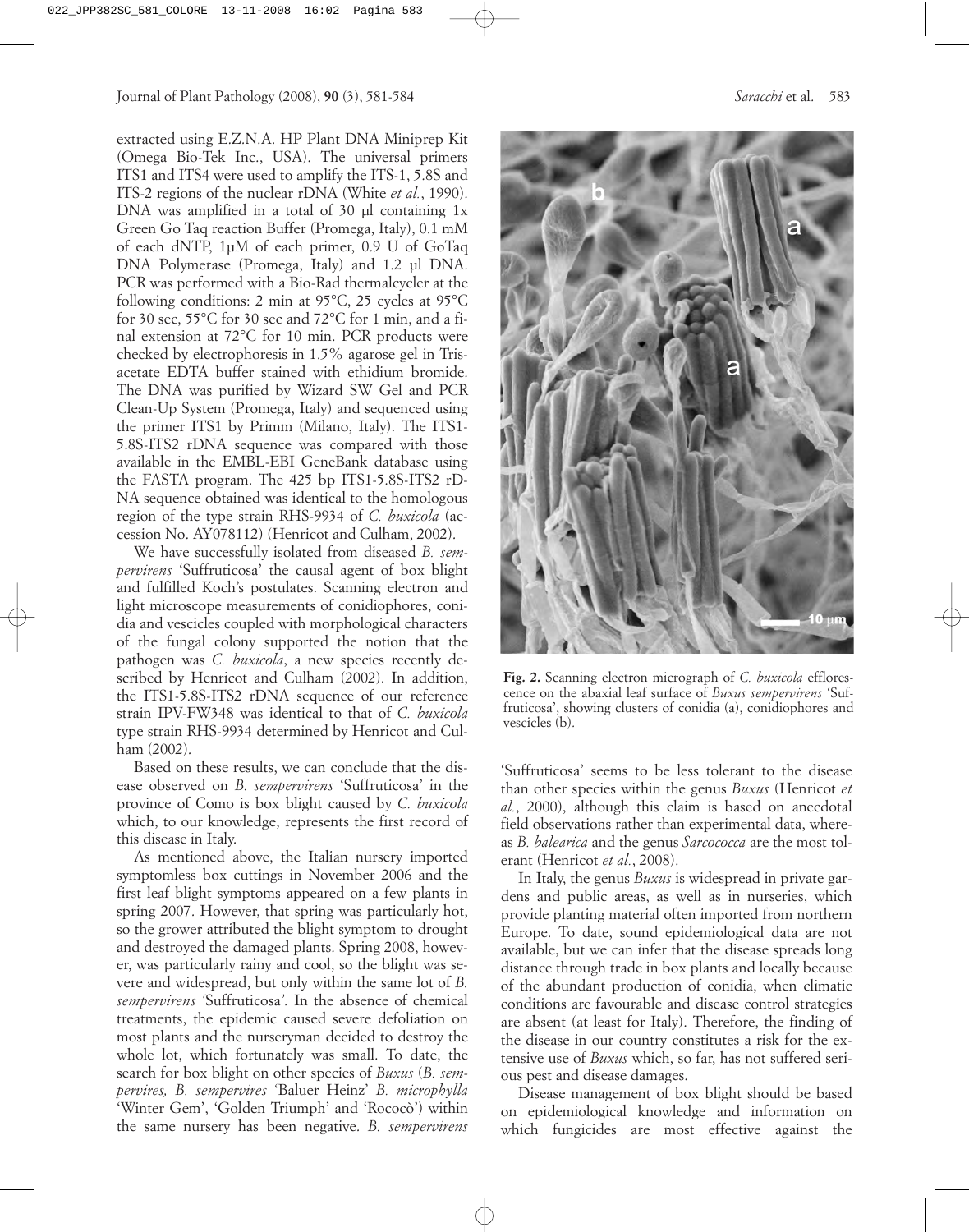extracted using E.Z.N.A. HP Plant DNA Miniprep Kit (Omega Bio-Tek Inc., USA). The universal primers ITS1 and ITS4 were used to amplify the ITS-1, 5.8S and ITS-2 regions of the nuclear rDNA (White *et al.*, 1990). DNA was amplified in a total of 30 µl containing 1x Green Go Taq reaction Buffer (Promega, Italy), 0.1 mM of each dNTP, 1µM of each primer, 0.9 U of GoTaq DNA Polymerase (Promega, Italy) and 1.2 µl DNA. PCR was performed with a Bio-Rad thermalcycler at the following conditions: 2 min at 95°C, 25 cycles at 95°C for 30 sec, 55°C for 30 sec and 72°C for 1 min, and a final extension at 72°C for 10 min. PCR products were checked by electrophoresis in 1.5% agarose gel in Tris-acetate EDTA buffer stained with ethidium bromide. The DNA was purified by Wizard SW Gel and PCR Clean-Up System (Promega, Italy) and sequenced using the primer ITS1 by Primm (Milano, Italy). The ITS1-5.8S-ITS2 rDNA sequence was compared with those available in the EMBL-EBI GeneBank database using the FASTA program. The 425 bp ITS1-5.8S-ITS2 rDNA sequence obtained was identical to the homologous region of the type strain RHS-9934 of *C. buxicola* (accession No. AY078112) (Henricot and Culham, 2002).

We have successfully isolated from diseased *B. sempervirens* 'Suffruticosa' the causal agent of box blight and fulfilled Koch's postulates. Scanning electron and light microscope measurements of conidiophores, conidia and vescicles coupled with morphological characters of the fungal colony supported the notion that the pathogen was *C. buxicola*, a new species recently described by Henricot and Culham (2002). In addition, the ITS1-5.8S-ITS2 rDNA sequence of our reference strain IPV-FW348 was identical to that of *C. buxicola* type strain RHS-9934 determined by Henricot and Culham (2002).

Based on these results, we can conclude that the disease observed on *B. sempervirens* 'Suffruticosa' in the province of Como is box blight caused by *C. buxicola* which, to our knowledge, represents the first record of this disease in Italy.

As mentioned above, the Italian nursery imported symptomless box cuttings in November 2006 and the first leaf blight symptoms appeared on a few plants in spring 2007. However, that spring was particularly hot, so the grower attributed the blight symptom to drought and destroyed the damaged plants. Spring 2008, however, was particularly rainy and cool, so the blight was severe and widespread, but only within the same lot of *B. sempervirens* 'Suffruticosa'. In the absence of chemical treatments, the epidemic caused severe defoliation on most plants and the nurseryman decided to destroy the whole lot, which fortunately was small. To date, the search for box blight on other species of *Buxus* (*B. sempervires, B. sempervires* 'Baluer Heinz' *B. microphylla* 'Winter Gem', 'Golden Triumph' and 'Rococò') within the same nursery has been negative. *B. sempervirens* 'Suffruticosa' seems to be less tolerant to the disease than other species within the genus *Buxus* (Henricot *et al.*, 2000), although this claim is based on anecdotal field observations rather than experimental data, whereas *B. balearica* and the genus *Sarcococca* are the most tolerant (Henricot *et al.*, 2008).

**Fig. 2.** Scanning electron micrograph of *C. buxicola* efflorescence on the abaxial leaf surface of *Buxus sempervirens* 'Suffruticosa', showing clusters of conidia (a), conidiophores and vescicles (b).

In Italy, the genus *Buxus* is widespread in private gardens and public areas, as well as in nurseries, which provide planting material often imported from northern Europe. To date, sound epidemiological data are not available, but we can infer that the disease spreads long distance through trade in box plants and locally because of the abundant production of conidia, when climatic conditions are favourable and disease control strategies are absent (at least for Italy). Therefore, the finding of the disease in our country constitutes a risk for the extensive use of *Buxus* which, so far, has not suffered serious pest and disease damages.

Disease management of box blight should be based on epidemiological knowledge and information on which fungicides are most effective against the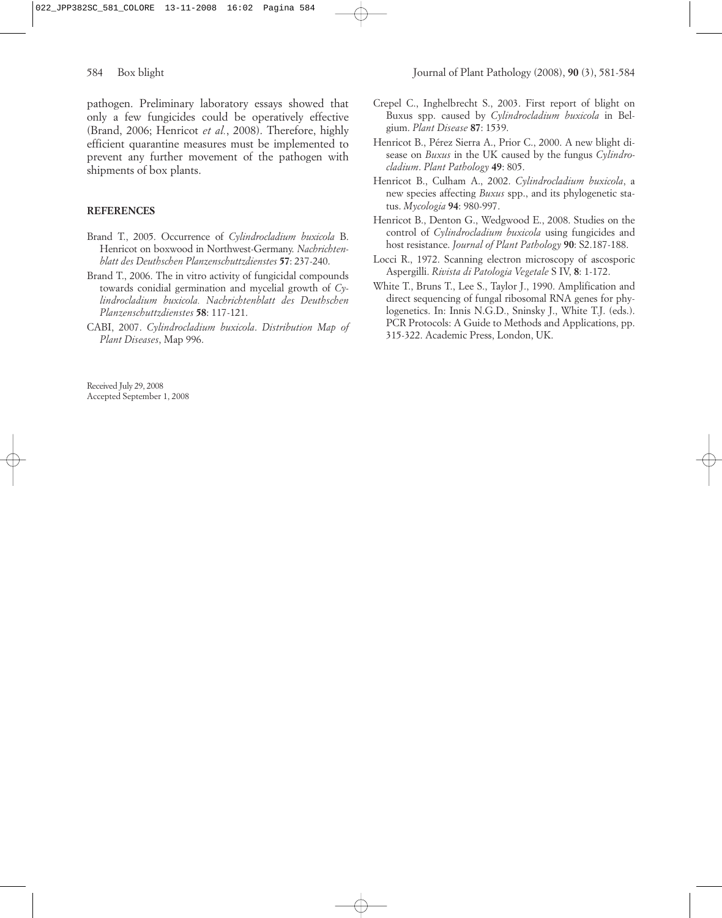pathogen. Preliminary laboratory essays showed that only a few fungicides could be operatively effective (Brand, 2006; Henricot *et al.*, 2008). Therefore, highly efficient quarantine measures must be implemented to prevent any further movement of the pathogen with shipments of box plants.

## REFERENCES

Brand T., 2005. Occurrence of *Cylindrocladium buxicola* B. Henricot on boxwood in Northwest-Germany. *Nachrichtenblatt des Deuthschen Planzenschuttzdienstes* **57**: 237-240.

Brand T., 2006. The in vitro activity of fungicidal compounds towards conidial germination and mycelial growth of *Cylindrocladium buxicola. Nachrichtenblatt des Deuthschen Planzenschuttzdienstes* **58**: 117-121.

CABI, 2007. *Cylindrocladium buxicola*. *Distribution Map of Plant Diseases*, Map 996.

Crepel C., Inghelbrecht S., 2003. First report of blight on Buxus spp. caused by *Cylindrocladium buxicola* in Belgium. *Plant Disease* **87**: 1539.

Henricot B., Pérez Sierra A., Prior C., 2000. A new blight disease on *Buxus* in the UK caused by the fungus *Cylindrocladium*. *Plant Pathology* **49**: 805.

Henricot B., Culham A., 2002. *Cylindrocladium buxicola*, a new species affecting *Buxus* spp., and its phylogenetic status. *Mycologia* **94**: 980-997.

Henricot B., Denton G., Wedgwood E., 2008. Studies on the control of *Cylindrocladium buxicola* using fungicides and host resistance. *Journal of Plant Pathology* **90**: S2.187-188.

Locci R., 1972. Scanning electron microscopy of ascosporic Aspergilli. *Rivista di Patologia Vegetale* S IV, **8**: 1-172.

White T., Bruns T., Lee S., Taylor J., 1990. Amplification and direct sequencing of fungal ribosomal RNA genes for phylogenetics. In: Innis N.G.D., Sninsky J., White T.J. (eds.). PCR Protocols: A Guide to Methods and Applications, pp. 315-322. Academic Press, London, UK.

Received July 29, 2008
Accepted September 1, 2008